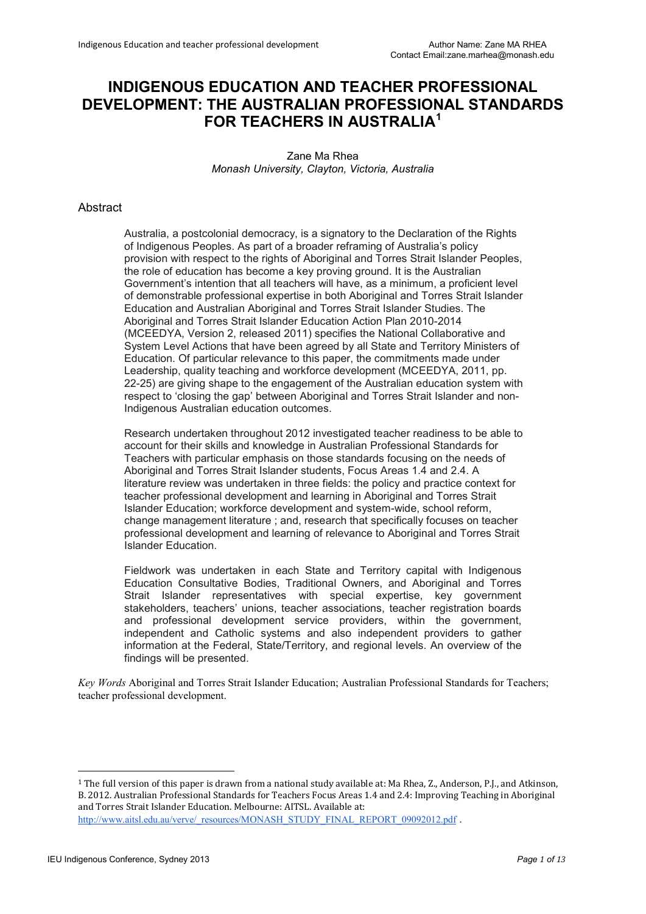# INDIGENOUS EDUCATION AND TEACHER PROFESSIONAL DEVELOPMENT: THE AUSTRALIAN PROFESSIONAL STANDARDS FOR TEACHERS IN AUSTRALIA[1]

Zane Ma Rhea
*Monash University, Clayton, Victoria, Australia*

## Abstract

Australia, a postcolonial democracy, is a signatory to the Declaration of the Rights of Indigenous Peoples. As part of a broader reframing of Australia's policy provision with respect to the rights of Aboriginal and Torres Strait Islander Peoples, the role of education has become a key proving ground. It is the Australian Government's intention that all teachers will have, as a minimum, a proficient level of demonstrable professional expertise in both Aboriginal and Torres Strait Islander Education and Australian Aboriginal and Torres Strait Islander Studies. The Aboriginal and Torres Strait Islander Education Action Plan 2010-2014 (MCEEDYA, Version 2, released 2011) specifies the National Collaborative and System Level Actions that have been agreed by all State and Territory Ministers of Education. Of particular relevance to this paper, the commitments made under Leadership, quality teaching and workforce development (MCEEDYA, 2011, pp. 22-25) are giving shape to the engagement of the Australian education system with respect to 'closing the gap' between Aboriginal and Torres Strait Islander and non-Indigenous Australian education outcomes.

Research undertaken throughout 2012 investigated teacher readiness to be able to account for their skills and knowledge in Australian Professional Standards for Teachers with particular emphasis on those standards focusing on the needs of Aboriginal and Torres Strait Islander students, Focus Areas 1.4 and 2.4. A literature review was undertaken in three fields: the policy and practice context for teacher professional development and learning in Aboriginal and Torres Strait Islander Education; workforce development and system-wide, school reform, change management literature ; and, research that specifically focuses on teacher professional development and learning of relevance to Aboriginal and Torres Strait Islander Education.

Fieldwork was undertaken in each State and Territory capital with Indigenous Education Consultative Bodies, Traditional Owners, and Aboriginal and Torres Strait Islander representatives with special expertise, key government stakeholders, teachers' unions, teacher associations, teacher registration boards and professional development service providers, within the government, independent and Catholic systems and also independent providers to gather information at the Federal, State/Territory, and regional levels. An overview of the findings will be presented.

*Key Words* Aboriginal and Torres Strait Islander Education; Australian Professional Standards for Teachers; teacher professional development.

---

[1] The full version of this paper is drawn from a national study available at: Ma Rhea, Z., Anderson, P.J., and Atkinson, B. 2012. Australian Professional Standards for Teachers Focus Areas 1.4 and 2.4: Improving Teaching in Aboriginal and Torres Strait Islander Education. Melbourne: AITSL. Available at: http://www.aitsl.edu.au/verve/_resources/MONASH_STUDY_FINAL_REPORT_09092012.pdf .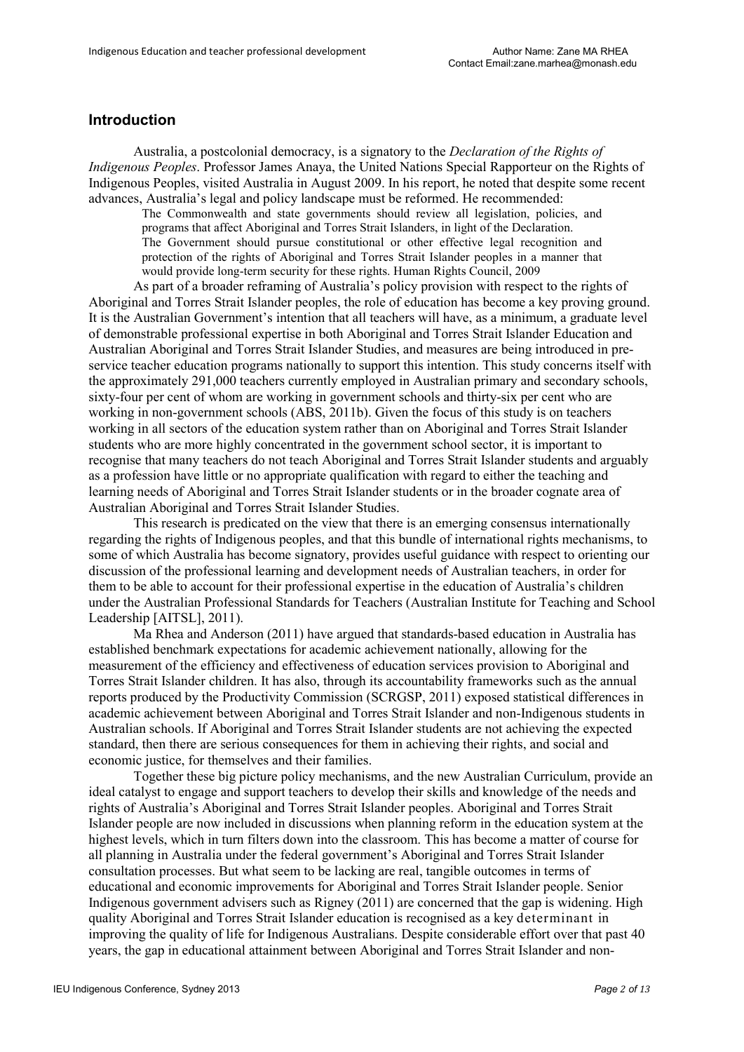## Introduction

Australia, a postcolonial democracy, is a signatory to the *Declaration of the Rights of Indigenous Peoples*. Professor James Anaya, the United Nations Special Rapporteur on the Rights of Indigenous Peoples, visited Australia in August 2009. In his report, he noted that despite some recent advances, Australia's legal and policy landscape must be reformed. He recommended:

> The Commonwealth and state governments should review all legislation, policies, and programs that affect Aboriginal and Torres Strait Islanders, in light of the Declaration. The Government should pursue constitutional or other effective legal recognition and protection of the rights of Aboriginal and Torres Strait Islander peoples in a manner that would provide long-term security for these rights. Human Rights Council, 2009

As part of a broader reframing of Australia's policy provision with respect to the rights of Aboriginal and Torres Strait Islander peoples, the role of education has become a key proving ground. It is the Australian Government's intention that all teachers will have, as a minimum, a graduate level of demonstrable professional expertise in both Aboriginal and Torres Strait Islander Education and Australian Aboriginal and Torres Strait Islander Studies, and measures are being introduced in pre-service teacher education programs nationally to support this intention. This study concerns itself with the approximately 291,000 teachers currently employed in Australian primary and secondary schools, sixty-four per cent of whom are working in government schools and thirty-six per cent who are working in non-government schools (ABS, 2011b). Given the focus of this study is on teachers working in all sectors of the education system rather than on Aboriginal and Torres Strait Islander students who are more highly concentrated in the government school sector, it is important to recognise that many teachers do not teach Aboriginal and Torres Strait Islander students and arguably as a profession have little or no appropriate qualification with regard to either the teaching and learning needs of Aboriginal and Torres Strait Islander students or in the broader cognate area of Australian Aboriginal and Torres Strait Islander Studies.

This research is predicated on the view that there is an emerging consensus internationally regarding the rights of Indigenous peoples, and that this bundle of international rights mechanisms, to some of which Australia has become signatory, provides useful guidance with respect to orienting our discussion of the professional learning and development needs of Australian teachers, in order for them to be able to account for their professional expertise in the education of Australia's children under the Australian Professional Standards for Teachers (Australian Institute for Teaching and School Leadership [AITSL], 2011).

Ma Rhea and Anderson (2011) have argued that standards-based education in Australia has established benchmark expectations for academic achievement nationally, allowing for the measurement of the efficiency and effectiveness of education services provision to Aboriginal and Torres Strait Islander children. It has also, through its accountability frameworks such as the annual reports produced by the Productivity Commission (SCRGSP, 2011) exposed statistical differences in academic achievement between Aboriginal and Torres Strait Islander and non-Indigenous students in Australian schools. If Aboriginal and Torres Strait Islander students are not achieving the expected standard, then there are serious consequences for them in achieving their rights, and social and economic justice, for themselves and their families.

Together these big picture policy mechanisms, and the new Australian Curriculum, provide an ideal catalyst to engage and support teachers to develop their skills and knowledge of the needs and rights of Australia's Aboriginal and Torres Strait Islander peoples. Aboriginal and Torres Strait Islander people are now included in discussions when planning reform in the education system at the highest levels, which in turn filters down into the classroom. This has become a matter of course for all planning in Australia under the federal government's Aboriginal and Torres Strait Islander consultation processes. But what seem to be lacking are real, tangible outcomes in terms of educational and economic improvements for Aboriginal and Torres Strait Islander people. Senior Indigenous government advisers such as Rigney (2011) are concerned that the gap is widening. High quality Aboriginal and Torres Strait Islander education is recognised as a key determinant in improving the quality of life for Indigenous Australians. Despite considerable effort over that past 40 years, the gap in educational attainment between Aboriginal and Torres Strait Islander and non-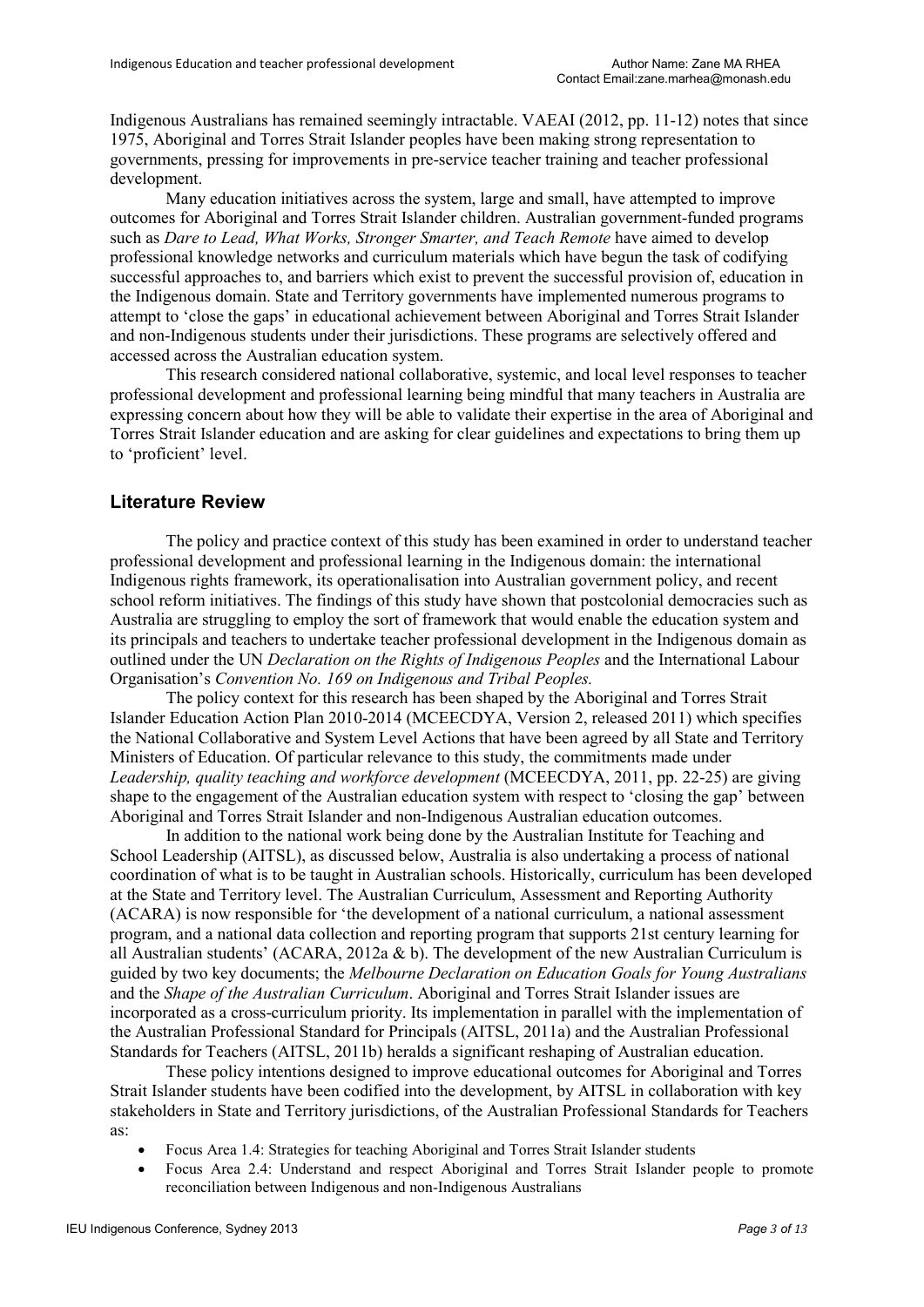Indigenous Australians has remained seemingly intractable. VAEAI (2012, pp. 11-12) notes that since 1975, Aboriginal and Torres Strait Islander peoples have been making strong representation to governments, pressing for improvements in pre-service teacher training and teacher professional development.

Many education initiatives across the system, large and small, have attempted to improve outcomes for Aboriginal and Torres Strait Islander children. Australian government-funded programs such as *Dare to Lead, What Works, Stronger Smarter, and Teach Remote* have aimed to develop professional knowledge networks and curriculum materials which have begun the task of codifying successful approaches to, and barriers which exist to prevent the successful provision of, education in the Indigenous domain. State and Territory governments have implemented numerous programs to attempt to 'close the gaps' in educational achievement between Aboriginal and Torres Strait Islander and non-Indigenous students under their jurisdictions. These programs are selectively offered and accessed across the Australian education system.

This research considered national collaborative, systemic, and local level responses to teacher professional development and professional learning being mindful that many teachers in Australia are expressing concern about how they will be able to validate their expertise in the area of Aboriginal and Torres Strait Islander education and are asking for clear guidelines and expectations to bring them up to 'proficient' level.

## Literature Review

The policy and practice context of this study has been examined in order to understand teacher professional development and professional learning in the Indigenous domain: the international Indigenous rights framework, its operationalisation into Australian government policy, and recent school reform initiatives. The findings of this study have shown that postcolonial democracies such as Australia are struggling to employ the sort of framework that would enable the education system and its principals and teachers to undertake teacher professional development in the Indigenous domain as outlined under the UN *Declaration on the Rights of Indigenous Peoples* and the International Labour Organisation's *Convention No. 169 on Indigenous and Tribal Peoples.*

The policy context for this research has been shaped by the Aboriginal and Torres Strait Islander Education Action Plan 2010-2014 (MCEECDYA, Version 2, released 2011) which specifies the National Collaborative and System Level Actions that have been agreed by all State and Territory Ministers of Education. Of particular relevance to this study, the commitments made under *Leadership, quality teaching and workforce development* (MCEECDYA, 2011, pp. 22-25) are giving shape to the engagement of the Australian education system with respect to 'closing the gap' between Aboriginal and Torres Strait Islander and non-Indigenous Australian education outcomes.

In addition to the national work being done by the Australian Institute for Teaching and School Leadership (AITSL), as discussed below, Australia is also undertaking a process of national coordination of what is to be taught in Australian schools. Historically, curriculum has been developed at the State and Territory level. The Australian Curriculum, Assessment and Reporting Authority (ACARA) is now responsible for 'the development of a national curriculum, a national assessment program, and a national data collection and reporting program that supports 21st century learning for all Australian students' (ACARA, 2012a & b). The development of the new Australian Curriculum is guided by two key documents; the *Melbourne Declaration on Education Goals for Young Australians* and the *Shape of the Australian Curriculum*. Aboriginal and Torres Strait Islander issues are incorporated as a cross-curriculum priority. Its implementation in parallel with the implementation of the Australian Professional Standard for Principals (AITSL, 2011a) and the Australian Professional Standards for Teachers (AITSL, 2011b) heralds a significant reshaping of Australian education.

These policy intentions designed to improve educational outcomes for Aboriginal and Torres Strait Islander students have been codified into the development, by AITSL in collaboration with key stakeholders in State and Territory jurisdictions, of the Australian Professional Standards for Teachers as:

- Focus Area 1.4: Strategies for teaching Aboriginal and Torres Strait Islander students
- Focus Area 2.4: Understand and respect Aboriginal and Torres Strait Islander people to promote reconciliation between Indigenous and non-Indigenous Australians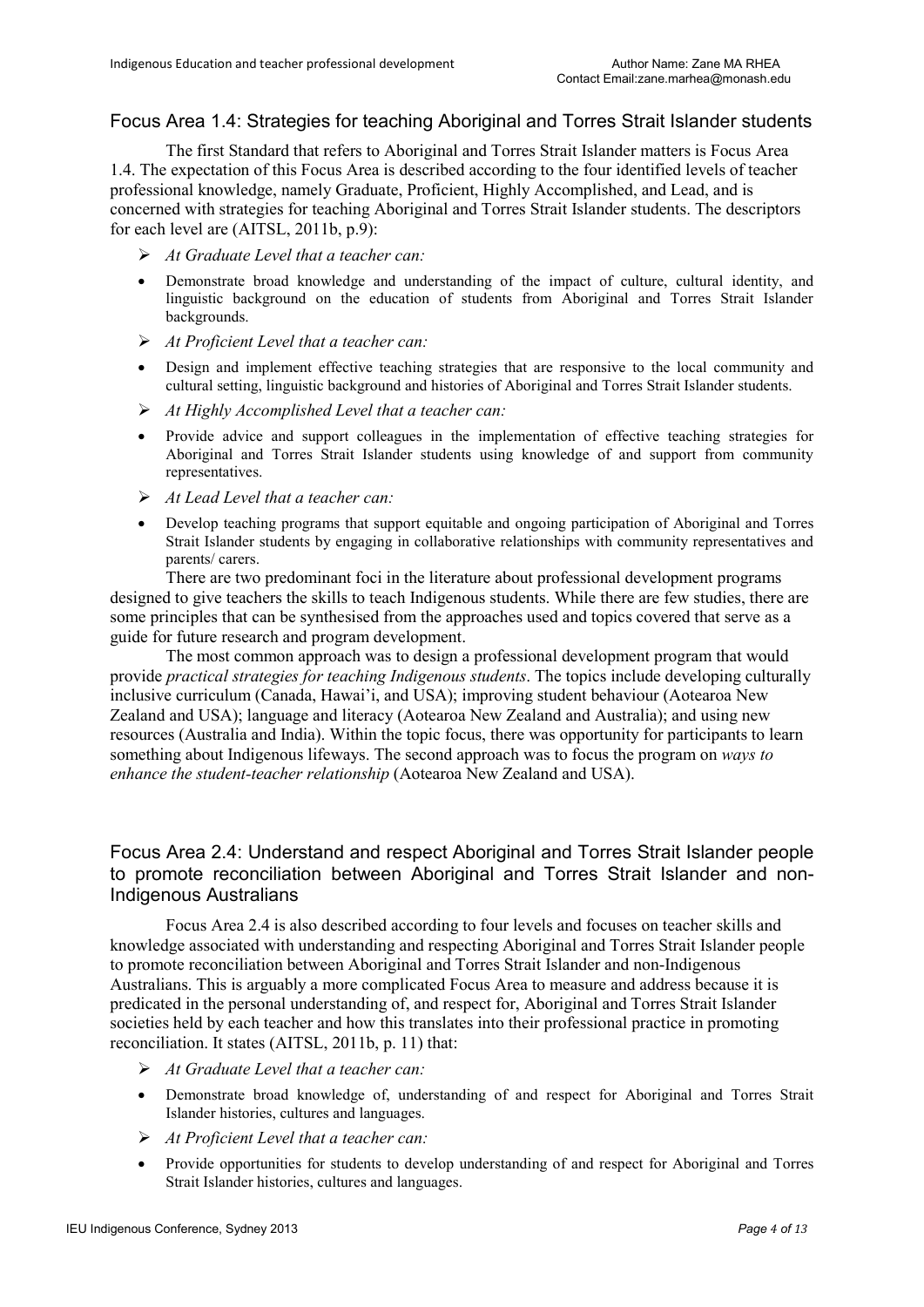## Focus Area 1.4: Strategies for teaching Aboriginal and Torres Strait Islander students

The first Standard that refers to Aboriginal and Torres Strait Islander matters is Focus Area 1.4. The expectation of this Focus Area is described according to the four identified levels of teacher professional knowledge, namely Graduate, Proficient, Highly Accomplished, and Lead, and is concerned with strategies for teaching Aboriginal and Torres Strait Islander students. The descriptors for each level are (AITSL, 2011b, p.9):

- *At Graduate Level that a teacher can:*
  - Demonstrate broad knowledge and understanding of the impact of culture, cultural identity, and linguistic background on the education of students from Aboriginal and Torres Strait Islander backgrounds.
- *At Proficient Level that a teacher can:*
  - Design and implement effective teaching strategies that are responsive to the local community and cultural setting, linguistic background and histories of Aboriginal and Torres Strait Islander students.
- *At Highly Accomplished Level that a teacher can:*
  - Provide advice and support colleagues in the implementation of effective teaching strategies for Aboriginal and Torres Strait Islander students using knowledge of and support from community representatives.
- *At Lead Level that a teacher can:*
  - Develop teaching programs that support equitable and ongoing participation of Aboriginal and Torres Strait Islander students by engaging in collaborative relationships with community representatives and parents/ carers.

There are two predominant foci in the literature about professional development programs designed to give teachers the skills to teach Indigenous students. While there are few studies, there are some principles that can be synthesised from the approaches used and topics covered that serve as a guide for future research and program development.

The most common approach was to design a professional development program that would provide *practical strategies for teaching Indigenous students*. The topics include developing culturally inclusive curriculum (Canada, Hawai'i, and USA); improving student behaviour (Aotearoa New Zealand and USA); language and literacy (Aotearoa New Zealand and Australia); and using new resources (Australia and India). Within the topic focus, there was opportunity for participants to learn something about Indigenous lifeways. The second approach was to focus the program on *ways to enhance the student-teacher relationship* (Aotearoa New Zealand and USA).

## Focus Area 2.4: Understand and respect Aboriginal and Torres Strait Islander people to promote reconciliation between Aboriginal and Torres Strait Islander and non-Indigenous Australians

Focus Area 2.4 is also described according to four levels and focuses on teacher skills and knowledge associated with understanding and respecting Aboriginal and Torres Strait Islander people to promote reconciliation between Aboriginal and Torres Strait Islander and non-Indigenous Australians. This is arguably a more complicated Focus Area to measure and address because it is predicated in the personal understanding of, and respect for, Aboriginal and Torres Strait Islander societies held by each teacher and how this translates into their professional practice in promoting reconciliation. It states (AITSL, 2011b, p. 11) that:

- *At Graduate Level that a teacher can:*
  - Demonstrate broad knowledge of, understanding of and respect for Aboriginal and Torres Strait Islander histories, cultures and languages.
- *At Proficient Level that a teacher can:*
  - Provide opportunities for students to develop understanding of and respect for Aboriginal and Torres Strait Islander histories, cultures and languages.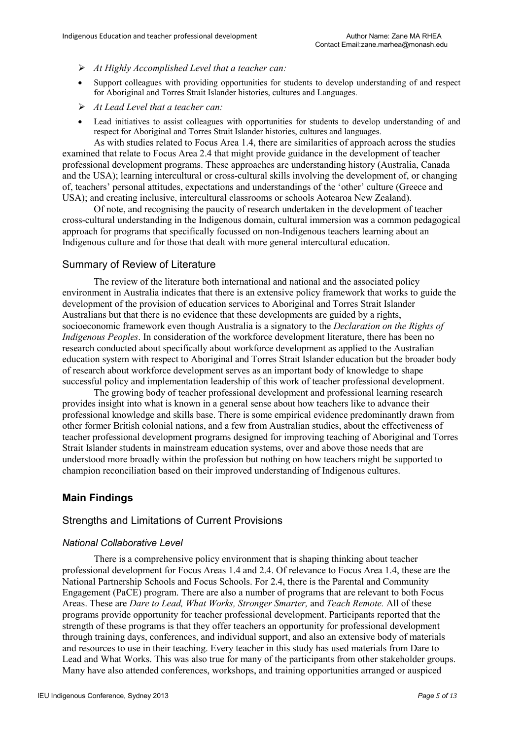- *At Highly Accomplished Level that a teacher can:*

- Support colleagues with providing opportunities for students to develop understanding of and respect for Aboriginal and Torres Strait Islander histories, cultures and Languages.

- *At Lead Level that a teacher can:*

- Lead initiatives to assist colleagues with opportunities for students to develop understanding of and respect for Aboriginal and Torres Strait Islander histories, cultures and languages.

As with studies related to Focus Area 1.4, there are similarities of approach across the studies examined that relate to Focus Area 2.4 that might provide guidance in the development of teacher professional development programs. These approaches are understanding history (Australia, Canada and the USA); learning intercultural or cross-cultural skills involving the development of, or changing of, teachers' personal attitudes, expectations and understandings of the 'other' culture (Greece and USA); and creating inclusive, intercultural classrooms or schools Aotearoa New Zealand).

Of note, and recognising the paucity of research undertaken in the development of teacher cross-cultural understanding in the Indigenous domain, cultural immersion was a common pedagogical approach for programs that specifically focussed on non-Indigenous teachers learning about an Indigenous culture and for those that dealt with more general intercultural education.

### Summary of Review of Literature

The review of the literature both international and national and the associated policy environment in Australia indicates that there is an extensive policy framework that works to guide the development of the provision of education services to Aboriginal and Torres Strait Islander Australians but that there is no evidence that these developments are guided by a rights, socioeconomic framework even though Australia is a signatory to the *Declaration on the Rights of Indigenous Peoples*. In consideration of the workforce development literature, there has been no research conducted about specifically about workforce development as applied to the Australian education system with respect to Aboriginal and Torres Strait Islander education but the broader body of research about workforce development serves as an important body of knowledge to shape successful policy and implementation leadership of this work of teacher professional development.

The growing body of teacher professional development and professional learning research provides insight into what is known in a general sense about how teachers like to advance their professional knowledge and skills base. There is some empirical evidence predominantly drawn from other former British colonial nations, and a few from Australian studies, about the effectiveness of teacher professional development programs designed for improving teaching of Aboriginal and Torres Strait Islander students in mainstream education systems, over and above those needs that are understood more broadly within the profession but nothing on how teachers might be supported to champion reconciliation based on their improved understanding of Indigenous cultures.

## Main Findings

### Strengths and Limitations of Current Provisions

#### *National Collaborative Level*

There is a comprehensive policy environment that is shaping thinking about teacher professional development for Focus Areas 1.4 and 2.4. Of relevance to Focus Area 1.4, these are the National Partnership Schools and Focus Schools. For 2.4, there is the Parental and Community Engagement (PaCE) program. There are also a number of programs that are relevant to both Focus Areas. These are *Dare to Lead, What Works, Stronger Smarter,* and *Teach Remote.* All of these programs provide opportunity for teacher professional development. Participants reported that the strength of these programs is that they offer teachers an opportunity for professional development through training days, conferences, and individual support, and also an extensive body of materials and resources to use in their teaching. Every teacher in this study has used materials from Dare to Lead and What Works. This was also true for many of the participants from other stakeholder groups. Many have also attended conferences, workshops, and training opportunities arranged or auspiced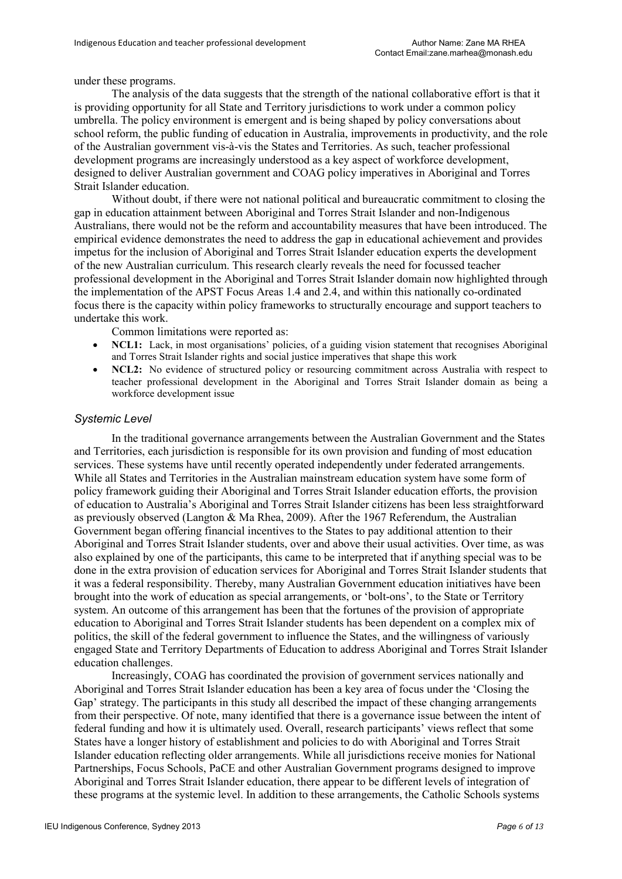under these programs.

The analysis of the data suggests that the strength of the national collaborative effort is that it is providing opportunity for all State and Territory jurisdictions to work under a common policy umbrella. The policy environment is emergent and is being shaped by policy conversations about school reform, the public funding of education in Australia, improvements in productivity, and the role of the Australian government vis-à-vis the States and Territories. As such, teacher professional development programs are increasingly understood as a key aspect of workforce development, designed to deliver Australian government and COAG policy imperatives in Aboriginal and Torres Strait Islander education.

Without doubt, if there were not national political and bureaucratic commitment to closing the gap in education attainment between Aboriginal and Torres Strait Islander and non-Indigenous Australians, there would not be the reform and accountability measures that have been introduced. The empirical evidence demonstrates the need to address the gap in educational achievement and provides impetus for the inclusion of Aboriginal and Torres Strait Islander education experts the development of the new Australian curriculum. This research clearly reveals the need for focussed teacher professional development in the Aboriginal and Torres Strait Islander domain now highlighted through the implementation of the APST Focus Areas 1.4 and 2.4, and within this nationally co-ordinated focus there is the capacity within policy frameworks to structurally encourage and support teachers to undertake this work.

Common limitations were reported as:

- **NCL1:** Lack, in most organisations' policies, of a guiding vision statement that recognises Aboriginal and Torres Strait Islander rights and social justice imperatives that shape this work
- **NCL2:** No evidence of structured policy or resourcing commitment across Australia with respect to teacher professional development in the Aboriginal and Torres Strait Islander domain as being a workforce development issue

### *Systemic Level*

In the traditional governance arrangements between the Australian Government and the States and Territories, each jurisdiction is responsible for its own provision and funding of most education services. These systems have until recently operated independently under federated arrangements. While all States and Territories in the Australian mainstream education system have some form of policy framework guiding their Aboriginal and Torres Strait Islander education efforts, the provision of education to Australia's Aboriginal and Torres Strait Islander citizens has been less straightforward as previously observed (Langton & Ma Rhea, 2009). After the 1967 Referendum, the Australian Government began offering financial incentives to the States to pay additional attention to their Aboriginal and Torres Strait Islander students, over and above their usual activities. Over time, as was also explained by one of the participants, this came to be interpreted that if anything special was to be done in the extra provision of education services for Aboriginal and Torres Strait Islander students that it was a federal responsibility. Thereby, many Australian Government education initiatives have been brought into the work of education as special arrangements, or 'bolt-ons', to the State or Territory system. An outcome of this arrangement has been that the fortunes of the provision of appropriate education to Aboriginal and Torres Strait Islander students has been dependent on a complex mix of politics, the skill of the federal government to influence the States, and the willingness of variously engaged State and Territory Departments of Education to address Aboriginal and Torres Strait Islander education challenges.

Increasingly, COAG has coordinated the provision of government services nationally and Aboriginal and Torres Strait Islander education has been a key area of focus under the 'Closing the Gap' strategy. The participants in this study all described the impact of these changing arrangements from their perspective. Of note, many identified that there is a governance issue between the intent of federal funding and how it is ultimately used. Overall, research participants' views reflect that some States have a longer history of establishment and policies to do with Aboriginal and Torres Strait Islander education reflecting older arrangements. While all jurisdictions receive monies for National Partnerships, Focus Schools, PaCE and other Australian Government programs designed to improve Aboriginal and Torres Strait Islander education, there appear to be different levels of integration of these programs at the systemic level. In addition to these arrangements, the Catholic Schools systems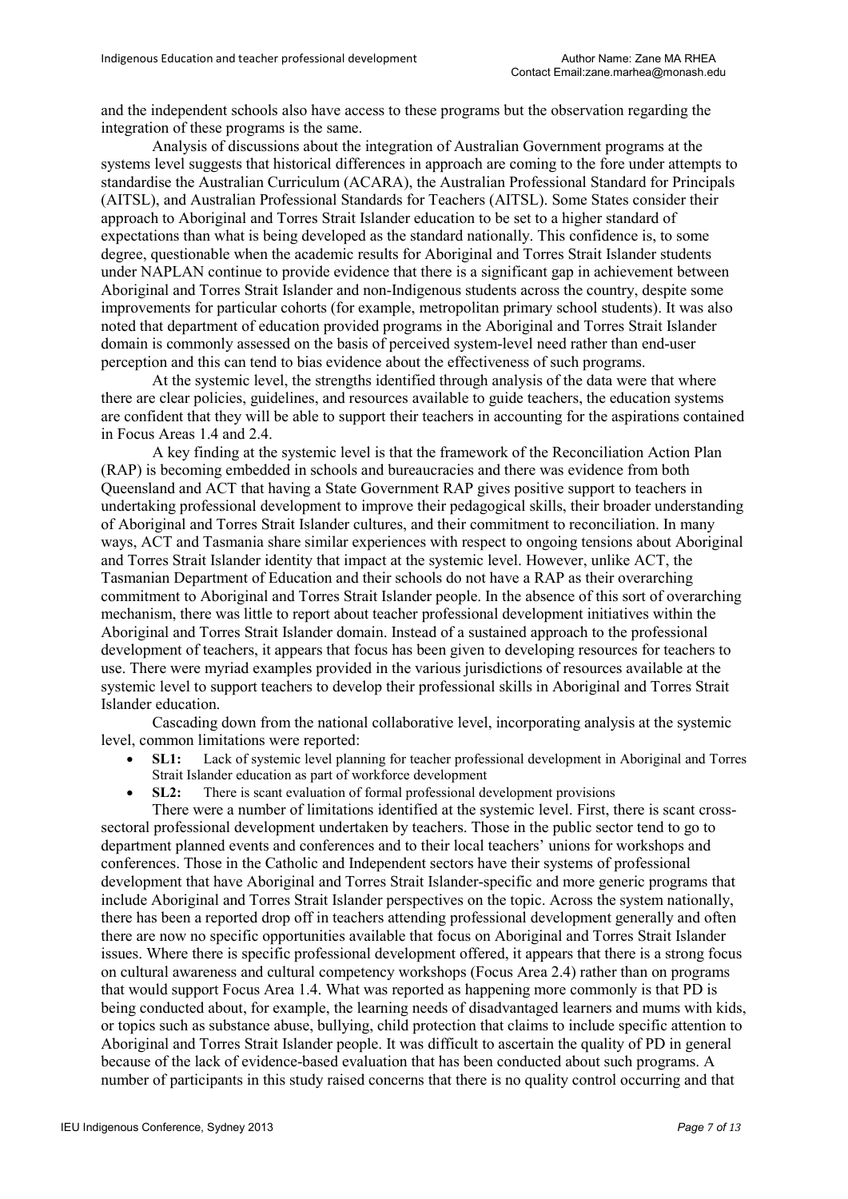and the independent schools also have access to these programs but the observation regarding the integration of these programs is the same.

Analysis of discussions about the integration of Australian Government programs at the systems level suggests that historical differences in approach are coming to the fore under attempts to standardise the Australian Curriculum (ACARA), the Australian Professional Standard for Principals (AITSL), and Australian Professional Standards for Teachers (AITSL). Some States consider their approach to Aboriginal and Torres Strait Islander education to be set to a higher standard of expectations than what is being developed as the standard nationally. This confidence is, to some degree, questionable when the academic results for Aboriginal and Torres Strait Islander students under NAPLAN continue to provide evidence that there is a significant gap in achievement between Aboriginal and Torres Strait Islander and non-Indigenous students across the country, despite some improvements for particular cohorts (for example, metropolitan primary school students). It was also noted that department of education provided programs in the Aboriginal and Torres Strait Islander domain is commonly assessed on the basis of perceived system-level need rather than end-user perception and this can tend to bias evidence about the effectiveness of such programs.

At the systemic level, the strengths identified through analysis of the data were that where there are clear policies, guidelines, and resources available to guide teachers, the education systems are confident that they will be able to support their teachers in accounting for the aspirations contained in Focus Areas 1.4 and 2.4.

A key finding at the systemic level is that the framework of the Reconciliation Action Plan (RAP) is becoming embedded in schools and bureaucracies and there was evidence from both Queensland and ACT that having a State Government RAP gives positive support to teachers in undertaking professional development to improve their pedagogical skills, their broader understanding of Aboriginal and Torres Strait Islander cultures, and their commitment to reconciliation. In many ways, ACT and Tasmania share similar experiences with respect to ongoing tensions about Aboriginal and Torres Strait Islander identity that impact at the systemic level. However, unlike ACT, the Tasmanian Department of Education and their schools do not have a RAP as their overarching commitment to Aboriginal and Torres Strait Islander people. In the absence of this sort of overarching mechanism, there was little to report about teacher professional development initiatives within the Aboriginal and Torres Strait Islander domain. Instead of a sustained approach to the professional development of teachers, it appears that focus has been given to developing resources for teachers to use. There were myriad examples provided in the various jurisdictions of resources available at the systemic level to support teachers to develop their professional skills in Aboriginal and Torres Strait Islander education.

Cascading down from the national collaborative level, incorporating analysis at the systemic level, common limitations were reported:

- **SL1:** Lack of systemic level planning for teacher professional development in Aboriginal and Torres Strait Islander education as part of workforce development
- **SL2:** There is scant evaluation of formal professional development provisions

There were a number of limitations identified at the systemic level. First, there is scant cross-sectoral professional development undertaken by teachers. Those in the public sector tend to go to department planned events and conferences and to their local teachers' unions for workshops and conferences. Those in the Catholic and Independent sectors have their systems of professional development that have Aboriginal and Torres Strait Islander-specific and more generic programs that include Aboriginal and Torres Strait Islander perspectives on the topic. Across the system nationally, there has been a reported drop off in teachers attending professional development generally and often there are now no specific opportunities available that focus on Aboriginal and Torres Strait Islander issues. Where there is specific professional development offered, it appears that there is a strong focus on cultural awareness and cultural competency workshops (Focus Area 2.4) rather than on programs that would support Focus Area 1.4. What was reported as happening more commonly is that PD is being conducted about, for example, the learning needs of disadvantaged learners and mums with kids, or topics such as substance abuse, bullying, child protection that claims to include specific attention to Aboriginal and Torres Strait Islander people. It was difficult to ascertain the quality of PD in general because of the lack of evidence-based evaluation that has been conducted about such programs. A number of participants in this study raised concerns that there is no quality control occurring and that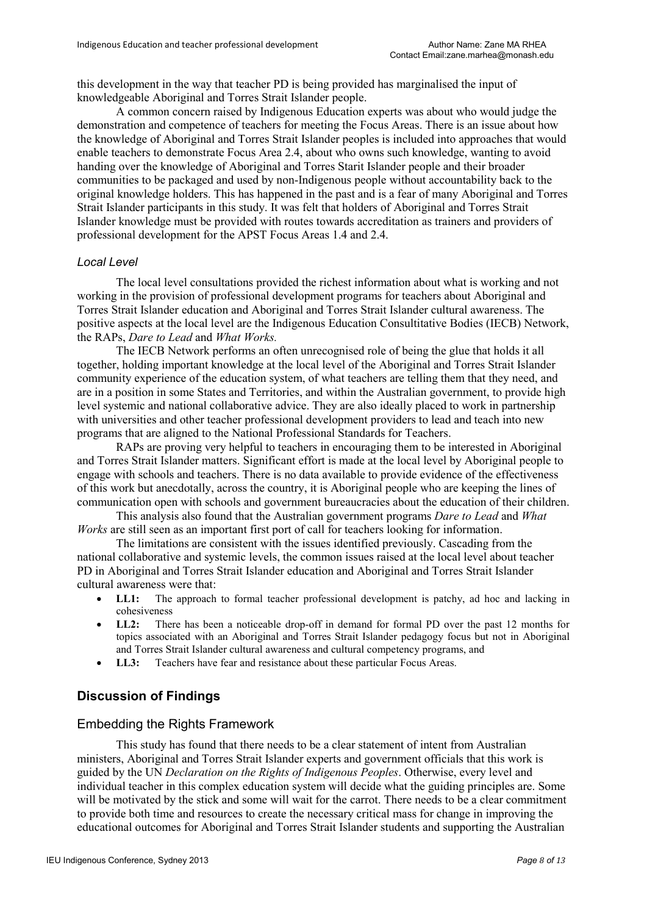this development in the way that teacher PD is being provided has marginalised the input of knowledgeable Aboriginal and Torres Strait Islander people.

A common concern raised by Indigenous Education experts was about who would judge the demonstration and competence of teachers for meeting the Focus Areas. There is an issue about how the knowledge of Aboriginal and Torres Strait Islander peoples is included into approaches that would enable teachers to demonstrate Focus Area 2.4, about who owns such knowledge, wanting to avoid handing over the knowledge of Aboriginal and Torres Starit Islander people and their broader communities to be packaged and used by non-Indigenous people without accountability back to the original knowledge holders. This has happened in the past and is a fear of many Aboriginal and Torres Strait Islander participants in this study. It was felt that holders of Aboriginal and Torres Strait Islander knowledge must be provided with routes towards accreditation as trainers and providers of professional development for the APST Focus Areas 1.4 and 2.4.

### *Local Level*

The local level consultations provided the richest information about what is working and not working in the provision of professional development programs for teachers about Aboriginal and Torres Strait Islander education and Aboriginal and Torres Strait Islander cultural awareness. The positive aspects at the local level are the Indigenous Education Consultitative Bodies (IECB) Network, the RAPs, *Dare to Lead* and *What Works.*

The IECB Network performs an often unrecognised role of being the glue that holds it all together, holding important knowledge at the local level of the Aboriginal and Torres Strait Islander community experience of the education system, of what teachers are telling them that they need, and are in a position in some States and Territories, and within the Australian government, to provide high level systemic and national collaborative advice. They are also ideally placed to work in partnership with universities and other teacher professional development providers to lead and teach into new programs that are aligned to the National Professional Standards for Teachers.

RAPs are proving very helpful to teachers in encouraging them to be interested in Aboriginal and Torres Strait Islander matters. Significant effort is made at the local level by Aboriginal people to engage with schools and teachers. There is no data available to provide evidence of the effectiveness of this work but anecdotally, across the country, it is Aboriginal people who are keeping the lines of communication open with schools and government bureaucracies about the education of their children.

This analysis also found that the Australian government programs *Dare to Lead* and *What Works* are still seen as an important first port of call for teachers looking for information.

The limitations are consistent with the issues identified previously. Cascading from the national collaborative and systemic levels, the common issues raised at the local level about teacher PD in Aboriginal and Torres Strait Islander education and Aboriginal and Torres Strait Islander cultural awareness were that:

- **LL1:** The approach to formal teacher professional development is patchy, ad hoc and lacking in cohesiveness
- **LL2:** There has been a noticeable drop-off in demand for formal PD over the past 12 months for topics associated with an Aboriginal and Torres Strait Islander pedagogy focus but not in Aboriginal and Torres Strait Islander cultural awareness and cultural competency programs, and
- **LL3:** Teachers have fear and resistance about these particular Focus Areas.

## Discussion of Findings

### Embedding the Rights Framework

This study has found that there needs to be a clear statement of intent from Australian ministers, Aboriginal and Torres Strait Islander experts and government officials that this work is guided by the UN *Declaration on the Rights of Indigenous Peoples*. Otherwise, every level and individual teacher in this complex education system will decide what the guiding principles are. Some will be motivated by the stick and some will wait for the carrot. There needs to be a clear commitment to provide both time and resources to create the necessary critical mass for change in improving the educational outcomes for Aboriginal and Torres Strait Islander students and supporting the Australian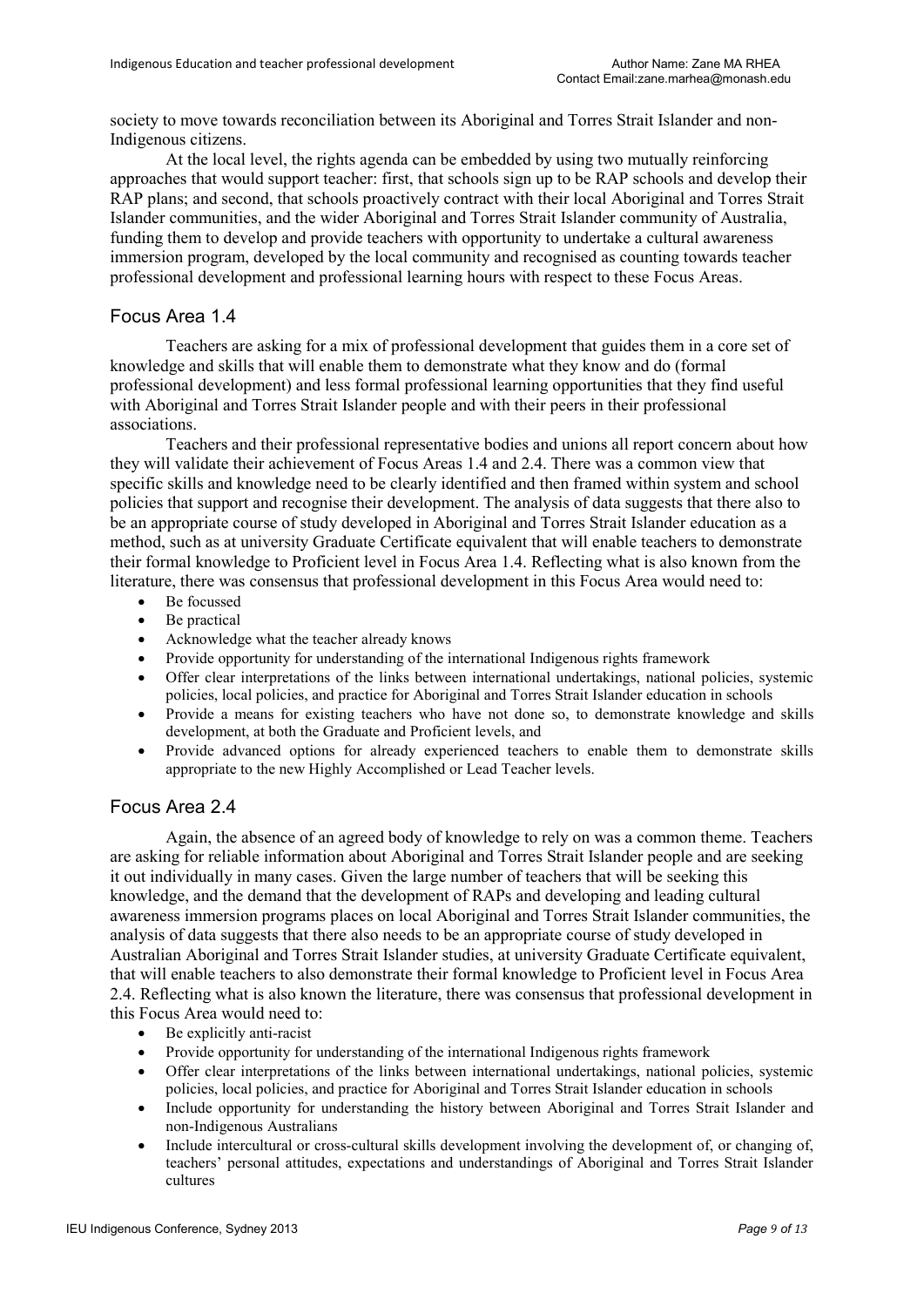society to move towards reconciliation between its Aboriginal and Torres Strait Islander and non-Indigenous citizens.

At the local level, the rights agenda can be embedded by using two mutually reinforcing approaches that would support teacher: first, that schools sign up to be RAP schools and develop their RAP plans; and second, that schools proactively contract with their local Aboriginal and Torres Strait Islander communities, and the wider Aboriginal and Torres Strait Islander community of Australia, funding them to develop and provide teachers with opportunity to undertake a cultural awareness immersion program, developed by the local community and recognised as counting towards teacher professional development and professional learning hours with respect to these Focus Areas.

## Focus Area 1.4

Teachers are asking for a mix of professional development that guides them in a core set of knowledge and skills that will enable them to demonstrate what they know and do (formal professional development) and less formal professional learning opportunities that they find useful with Aboriginal and Torres Strait Islander people and with their peers in their professional associations.

Teachers and their professional representative bodies and unions all report concern about how they will validate their achievement of Focus Areas 1.4 and 2.4. There was a common view that specific skills and knowledge need to be clearly identified and then framed within system and school policies that support and recognise their development. The analysis of data suggests that there also to be an appropriate course of study developed in Aboriginal and Torres Strait Islander education as a method, such as at university Graduate Certificate equivalent that will enable teachers to demonstrate their formal knowledge to Proficient level in Focus Area 1.4. Reflecting what is also known from the literature, there was consensus that professional development in this Focus Area would need to:

- Be focussed
- Be practical
- Acknowledge what the teacher already knows
- Provide opportunity for understanding of the international Indigenous rights framework
- Offer clear interpretations of the links between international undertakings, national policies, systemic policies, local policies, and practice for Aboriginal and Torres Strait Islander education in schools
- Provide a means for existing teachers who have not done so, to demonstrate knowledge and skills development, at both the Graduate and Proficient levels, and
- Provide advanced options for already experienced teachers to enable them to demonstrate skills appropriate to the new Highly Accomplished or Lead Teacher levels.

## Focus Area 2.4

Again, the absence of an agreed body of knowledge to rely on was a common theme. Teachers are asking for reliable information about Aboriginal and Torres Strait Islander people and are seeking it out individually in many cases. Given the large number of teachers that will be seeking this knowledge, and the demand that the development of RAPs and developing and leading cultural awareness immersion programs places on local Aboriginal and Torres Strait Islander communities, the analysis of data suggests that there also needs to be an appropriate course of study developed in Australian Aboriginal and Torres Strait Islander studies, at university Graduate Certificate equivalent, that will enable teachers to also demonstrate their formal knowledge to Proficient level in Focus Area 2.4. Reflecting what is also known the literature, there was consensus that professional development in this Focus Area would need to:

- Be explicitly anti-racist
- Provide opportunity for understanding of the international Indigenous rights framework
- Offer clear interpretations of the links between international undertakings, national policies, systemic policies, local policies, and practice for Aboriginal and Torres Strait Islander education in schools
- Include opportunity for understanding the history between Aboriginal and Torres Strait Islander and non-Indigenous Australians
- Include intercultural or cross-cultural skills development involving the development of, or changing of, teachers' personal attitudes, expectations and understandings of Aboriginal and Torres Strait Islander cultures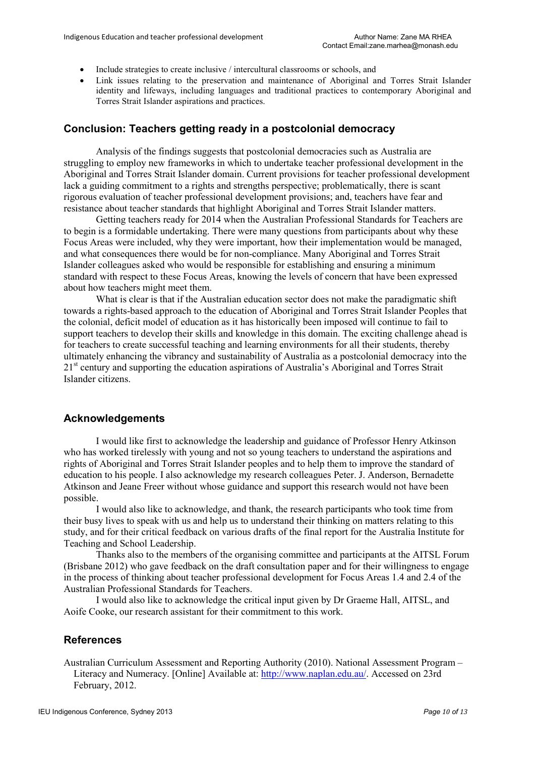- Include strategies to create inclusive / intercultural classrooms or schools, and
- Link issues relating to the preservation and maintenance of Aboriginal and Torres Strait Islander identity and lifeways, including languages and traditional practices to contemporary Aboriginal and Torres Strait Islander aspirations and practices.

## Conclusion: Teachers getting ready in a postcolonial democracy

Analysis of the findings suggests that postcolonial democracies such as Australia are struggling to employ new frameworks in which to undertake teacher professional development in the Aboriginal and Torres Strait Islander domain. Current provisions for teacher professional development lack a guiding commitment to a rights and strengths perspective; problematically, there is scant rigorous evaluation of teacher professional development provisions; and, teachers have fear and resistance about teacher standards that highlight Aboriginal and Torres Strait Islander matters.

Getting teachers ready for 2014 when the Australian Professional Standards for Teachers are to begin is a formidable undertaking. There were many questions from participants about why these Focus Areas were included, why they were important, how their implementation would be managed, and what consequences there would be for non-compliance. Many Aboriginal and Torres Strait Islander colleagues asked who would be responsible for establishing and ensuring a minimum standard with respect to these Focus Areas, knowing the levels of concern that have been expressed about how teachers might meet them.

What is clear is that if the Australian education sector does not make the paradigmatic shift towards a rights-based approach to the education of Aboriginal and Torres Strait Islander Peoples that the colonial, deficit model of education as it has historically been imposed will continue to fail to support teachers to develop their skills and knowledge in this domain. The exciting challenge ahead is for teachers to create successful teaching and learning environments for all their students, thereby ultimately enhancing the vibrancy and sustainability of Australia as a postcolonial democracy into the 21st century and supporting the education aspirations of Australia's Aboriginal and Torres Strait Islander citizens.

## Acknowledgements

I would like first to acknowledge the leadership and guidance of Professor Henry Atkinson who has worked tirelessly with young and not so young teachers to understand the aspirations and rights of Aboriginal and Torres Strait Islander peoples and to help them to improve the standard of education to his people. I also acknowledge my research colleagues Peter. J. Anderson, Bernadette Atkinson and Jeane Freer without whose guidance and support this research would not have been possible.

I would also like to acknowledge, and thank, the research participants who took time from their busy lives to speak with us and help us to understand their thinking on matters relating to this study, and for their critical feedback on various drafts of the final report for the Australia Institute for Teaching and School Leadership.

Thanks also to the members of the organising committee and participants at the AITSL Forum (Brisbane 2012) who gave feedback on the draft consultation paper and for their willingness to engage in the process of thinking about teacher professional development for Focus Areas 1.4 and 2.4 of the Australian Professional Standards for Teachers.

I would also like to acknowledge the critical input given by Dr Graeme Hall, AITSL, and Aoife Cooke, our research assistant for their commitment to this work.

## References

Australian Curriculum Assessment and Reporting Authority (2010). National Assessment Program – Literacy and Numeracy. [Online] Available at: http://www.naplan.edu.au/. Accessed on 23rd February, 2012.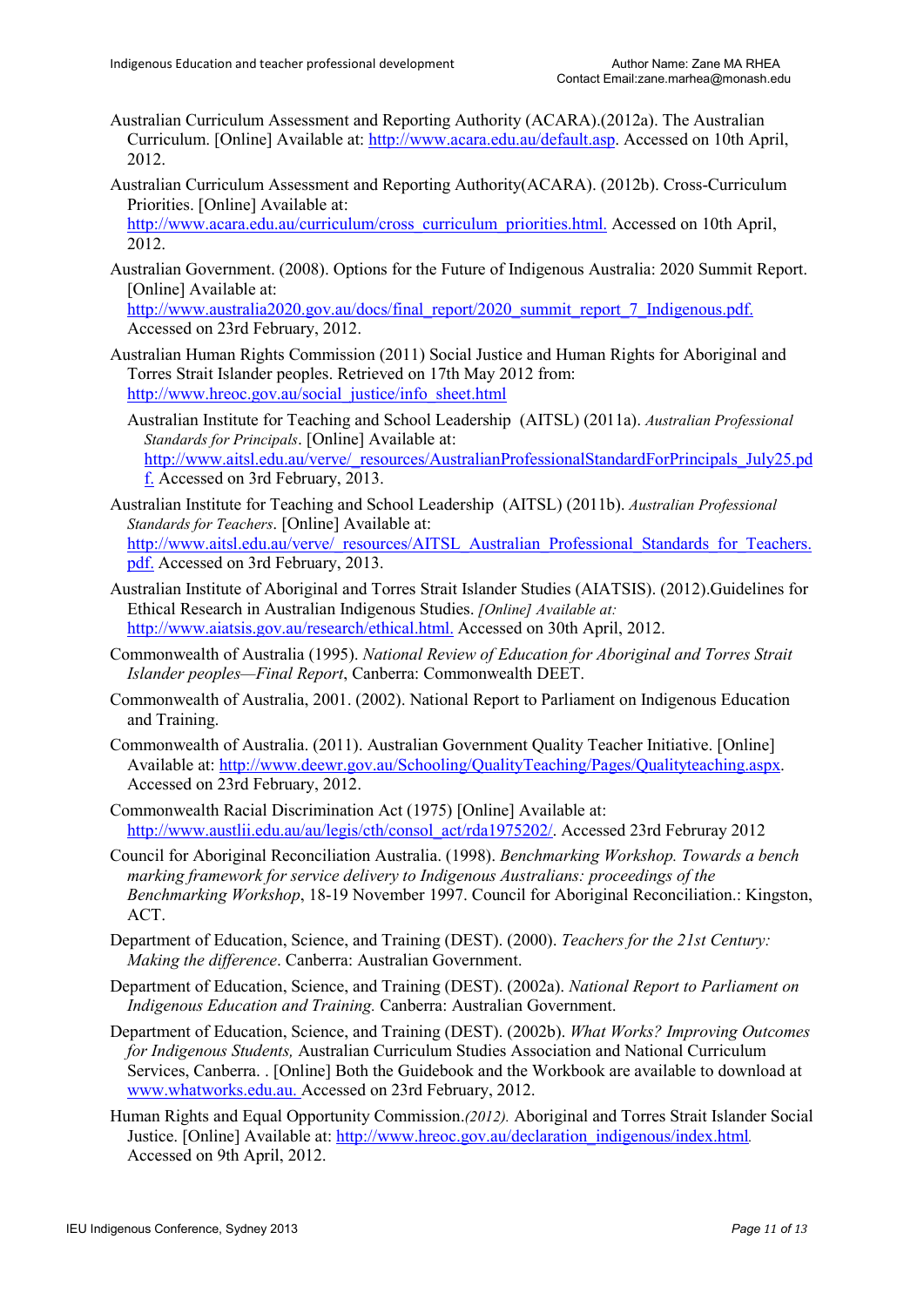Australian Curriculum Assessment and Reporting Authority (ACARA).(2012a). The Australian Curriculum. [Online] Available at: http://www.acara.edu.au/default.asp. Accessed on 10th April, 2012.

Australian Curriculum Assessment and Reporting Authority(ACARA). (2012b). Cross-Curriculum Priorities. [Online] Available at: http://www.acara.edu.au/curriculum/cross_curriculum_priorities.html. Accessed on 10th April, 2012.

Australian Government. (2008). Options for the Future of Indigenous Australia: 2020 Summit Report. [Online] Available at: http://www.australia2020.gov.au/docs/final_report/2020_summit_report_7_Indigenous.pdf. Accessed on 23rd February, 2012.

Australian Human Rights Commission (2011) Social Justice and Human Rights for Aboriginal and Torres Strait Islander peoples. Retrieved on 17th May 2012 from: http://www.hreoc.gov.au/social_justice/info_sheet.html

Australian Institute for Teaching and School Leadership (AITSL) (2011a). *Australian Professional Standards for Principals*. [Online] Available at: http://www.aitsl.edu.au/verve/_resources/AustralianProfessionalStandardForPrincipals_July25.pdf. Accessed on 3rd February, 2013.

Australian Institute for Teaching and School Leadership (AITSL) (2011b). *Australian Professional Standards for Teachers*. [Online] Available at: http://www.aitsl.edu.au/verve/_resources/AITSL_Australian_Professional_Standards_for_Teachers.pdf. Accessed on 3rd February, 2013.

Australian Institute of Aboriginal and Torres Strait Islander Studies (AIATSIS). (2012).Guidelines for Ethical Research in Australian Indigenous Studies. *[Online] Available at:* http://www.aiatsis.gov.au/research/ethical.html. Accessed on 30th April, 2012.

Commonwealth of Australia (1995). *National Review of Education for Aboriginal and Torres Strait Islander peoples—Final Report*, Canberra: Commonwealth DEET.

Commonwealth of Australia, 2001. (2002). National Report to Parliament on Indigenous Education and Training.

Commonwealth of Australia. (2011). Australian Government Quality Teacher Initiative. [Online] Available at: http://www.deewr.gov.au/Schooling/QualityTeaching/Pages/Qualityteaching.aspx. Accessed on 23rd February, 2012.

Commonwealth Racial Discrimination Act (1975) [Online] Available at: http://www.austlii.edu.au/au/legis/cth/consol_act/rda1975202/. Accessed 23rd Februray 2012

Council for Aboriginal Reconciliation Australia. (1998). *Benchmarking Workshop. Towards a bench marking framework for service delivery to Indigenous Australians: proceedings of the Benchmarking Workshop*, 18-19 November 1997. Council for Aboriginal Reconciliation.: Kingston, ACT.

Department of Education, Science, and Training (DEST). (2000). *Teachers for the 21st Century: Making the difference*. Canberra: Australian Government.

Department of Education, Science, and Training (DEST). (2002a). *National Report to Parliament on Indigenous Education and Training.* Canberra: Australian Government.

Department of Education, Science, and Training (DEST). (2002b). *What Works? Improving Outcomes for Indigenous Students,* Australian Curriculum Studies Association and National Curriculum Services, Canberra. . [Online] Both the Guidebook and the Workbook are available to download at www.whatworks.edu.au. Accessed on 23rd February, 2012.

Human Rights and Equal Opportunity Commission.*(2012).* Aboriginal and Torres Strait Islander Social Justice. [Online] Available at: http://www.hreoc.gov.au/declaration_indigenous/index.html. Accessed on 9th April, 2012.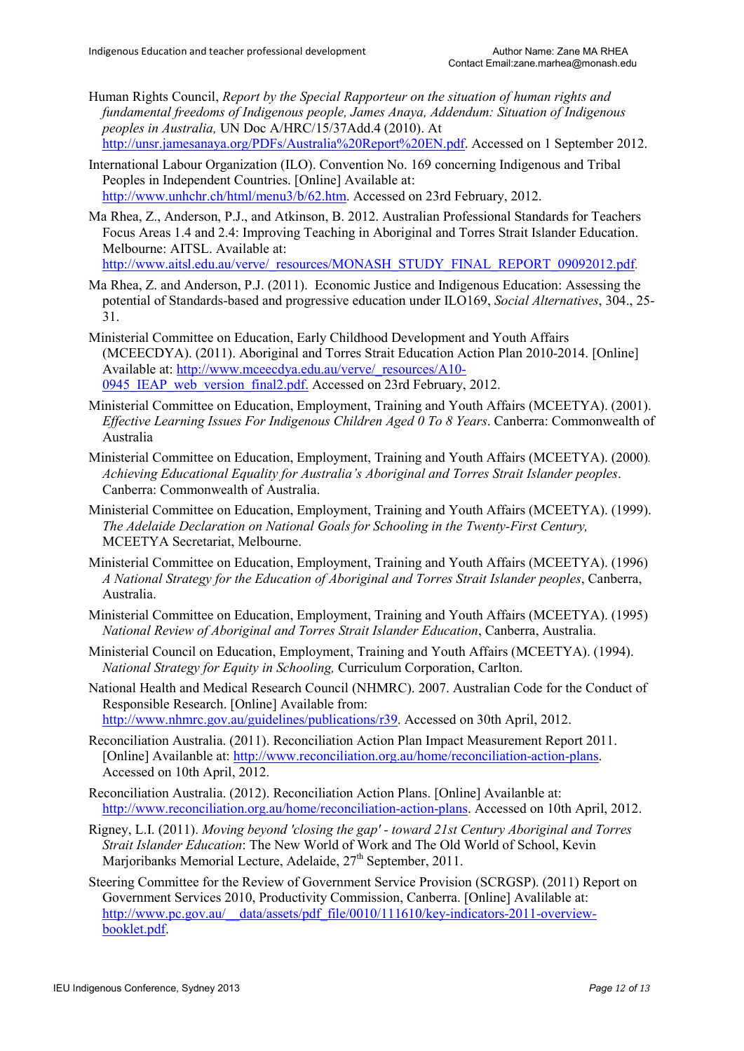Human Rights Council, *Report by the Special Rapporteur on the situation of human rights and fundamental freedoms of Indigenous people, James Anaya, Addendum: Situation of Indigenous peoples in Australia,* UN Doc A/HRC/15/37Add.4 (2010). At http://unsr.jamesanaya.org/PDFs/Australia%20Report%20EN.pdf. Accessed on 1 September 2012.

International Labour Organization (ILO). Convention No. 169 concerning Indigenous and Tribal Peoples in Independent Countries. [Online] Available at: http://www.unhchr.ch/html/menu3/b/62.htm. Accessed on 23rd February, 2012.

Ma Rhea, Z., Anderson, P.J., and Atkinson, B. 2012. Australian Professional Standards for Teachers Focus Areas 1.4 and 2.4: Improving Teaching in Aboriginal and Torres Strait Islander Education. Melbourne: AITSL. Available at: http://www.aitsl.edu.au/verve/_resources/MONASH_STUDY_FINAL_REPORT_09092012.pdf.

Ma Rhea, Z. and Anderson, P.J. (2011). Economic Justice and Indigenous Education: Assessing the potential of Standards-based and progressive education under ILO169, *Social Alternatives*, 304., 25-31.

Ministerial Committee on Education, Early Childhood Development and Youth Affairs (MCEECDYA). (2011). Aboriginal and Torres Strait Education Action Plan 2010-2014. [Online] Available at: http://www.mceecdya.edu.au/verve/_resources/A10-0945_IEAP_web_version_final2.pdf. Accessed on 23rd February, 2012.

Ministerial Committee on Education, Employment, Training and Youth Affairs (MCEETYA). (2001). *Effective Learning Issues For Indigenous Children Aged 0 To 8 Years*. Canberra: Commonwealth of Australia

Ministerial Committee on Education, Employment, Training and Youth Affairs (MCEETYA). (2000). *Achieving Educational Equality for Australia's Aboriginal and Torres Strait Islander peoples*. Canberra: Commonwealth of Australia.

Ministerial Committee on Education, Employment, Training and Youth Affairs (MCEETYA). (1999). *The Adelaide Declaration on National Goals for Schooling in the Twenty-First Century,* MCEETYA Secretariat, Melbourne.

Ministerial Committee on Education, Employment, Training and Youth Affairs (MCEETYA). (1996) *A National Strategy for the Education of Aboriginal and Torres Strait Islander peoples*, Canberra, Australia.

Ministerial Committee on Education, Employment, Training and Youth Affairs (MCEETYA). (1995) *National Review of Aboriginal and Torres Strait Islander Education*, Canberra, Australia.

Ministerial Council on Education, Employment, Training and Youth Affairs (MCEETYA). (1994). *National Strategy for Equity in Schooling,* Curriculum Corporation, Carlton.

National Health and Medical Research Council (NHMRC). 2007. Australian Code for the Conduct of Responsible Research. [Online] Available from: http://www.nhmrc.gov.au/guidelines/publications/r39. Accessed on 30th April, 2012.

Reconciliation Australia. (2011). Reconciliation Action Plan Impact Measurement Report 2011. [Online] Availanble at: http://www.reconciliation.org.au/home/reconciliation-action-plans. Accessed on 10th April, 2012.

Reconciliation Australia. (2012). Reconciliation Action Plans. [Online] Availanble at: http://www.reconciliation.org.au/home/reconciliation-action-plans. Accessed on 10th April, 2012.

Rigney, L.I. (2011). *Moving beyond 'closing the gap' - toward 21st Century Aboriginal and Torres Strait Islander Education*: The New World of Work and The Old World of School, Kevin Marjoribanks Memorial Lecture, Adelaide, 27th September, 2011.

Steering Committee for the Review of Government Service Provision (SCRGSP). (2011) Report on Government Services 2010, Productivity Commission, Canberra. [Online] Avalilable at: http://www.pc.gov.au/__data/assets/pdf_file/0010/111610/key-indicators-2011-overview-booklet.pdf.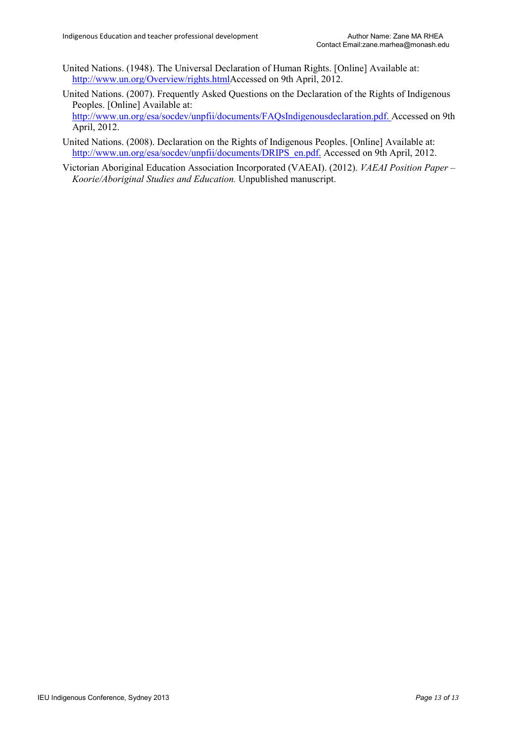United Nations. (1948). The Universal Declaration of Human Rights. [Online] Available at: http://www.un.org/Overview/rights.htmlAccessed on 9th April, 2012.

United Nations. (2007). Frequently Asked Questions on the Declaration of the Rights of Indigenous Peoples. [Online] Available at: http://www.un.org/esa/socdev/unpfii/documents/FAQsIndigenousdeclaration.pdf. Accessed on 9th April, 2012.

United Nations. (2008). Declaration on the Rights of Indigenous Peoples. [Online] Available at: http://www.un.org/esa/socdev/unpfii/documents/DRIPS_en.pdf. Accessed on 9th April, 2012.

Victorian Aboriginal Education Association Incorporated (VAEAI). (2012). *VAEAI Position Paper – Koorie/Aboriginal Studies and Education.* Unpublished manuscript.